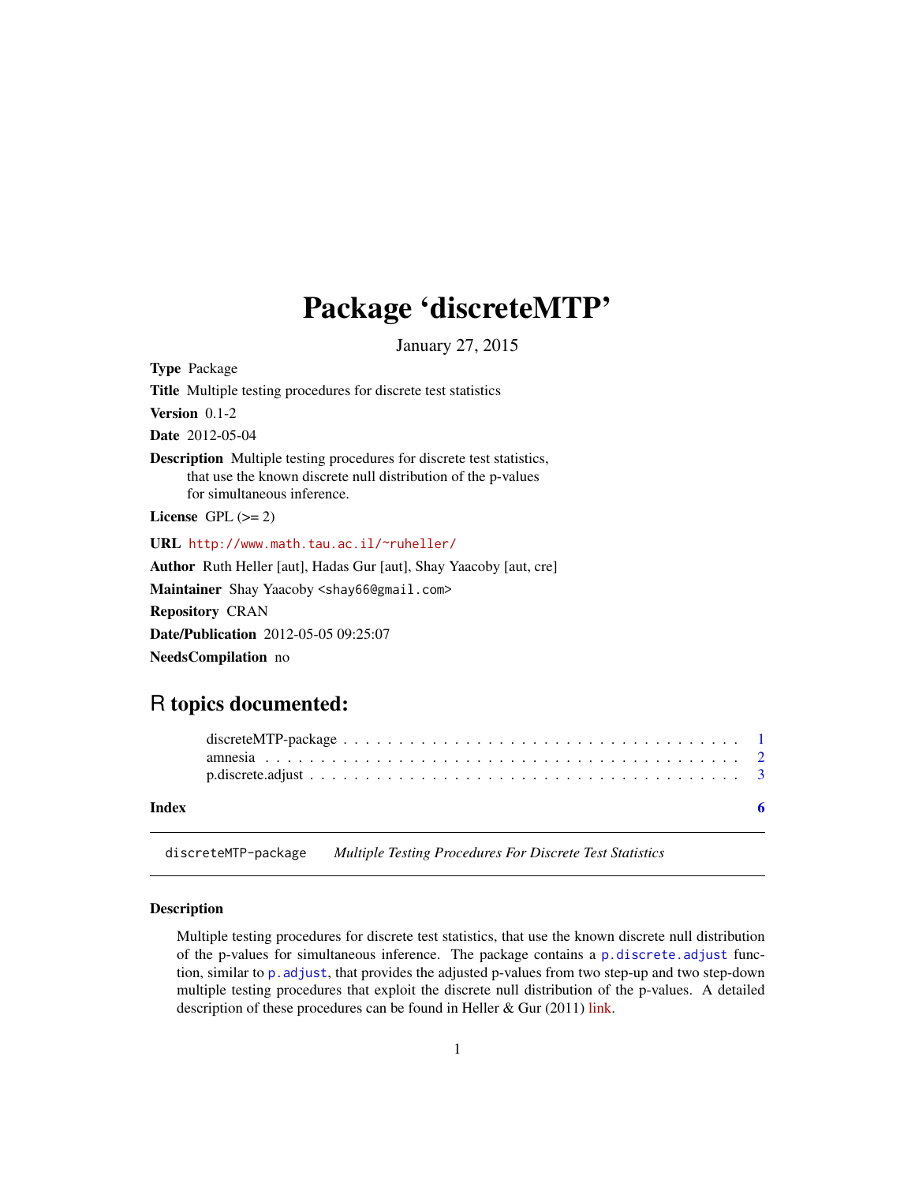# Package 'discreteMTP'

January 27, 2015

**Type** Package

**Title** Multiple testing procedures for discrete test statistics

**Version** 0.1-2

**Date** 2012-05-04

**Description** Multiple testing procedures for discrete test statistics, that use the known discrete null distribution of the p-values for simultaneous inference.

**License** GPL (>= 2)

**URL** http://www.math.tau.ac.il/~ruheller/

**Author** Ruth Heller [aut], Hadas Gur [aut], Shay Yaacoby [aut, cre]

**Maintainer** Shay Yaacoby <shay66@gmail.com>

**Repository** CRAN

**Date/Publication** 2012-05-05 09:25:07

**NeedsCompilation** no

## R topics documented:

- discreteMTP-package . . . . . . . . . . . . . . . . . . . . . . . . . . . . . . . . . . 1
- amnesia . . . . . . . . . . . . . . . . . . . . . . . . . . . . . . . . . . . . . . . . 2
- p.discrete.adjust . . . . . . . . . . . . . . . . . . . . . . . . . . . . . . . . . . . 3

**Index** 6

---

`discreteMTP-package` *Multiple Testing Procedures For Discrete Test Statistics*

---

### Description

Multiple testing procedures for discrete test statistics, that use the known discrete null distribution of the p-values for simultaneous inference. The package contains a `p.discrete.adjust` function, similar to `p.adjust`, that provides the adjusted p-values from two step-up and two step-down multiple testing procedures that exploit the discrete null distribution of the p-values. A detailed description of these procedures can be found in Heller & Gur (2011) link.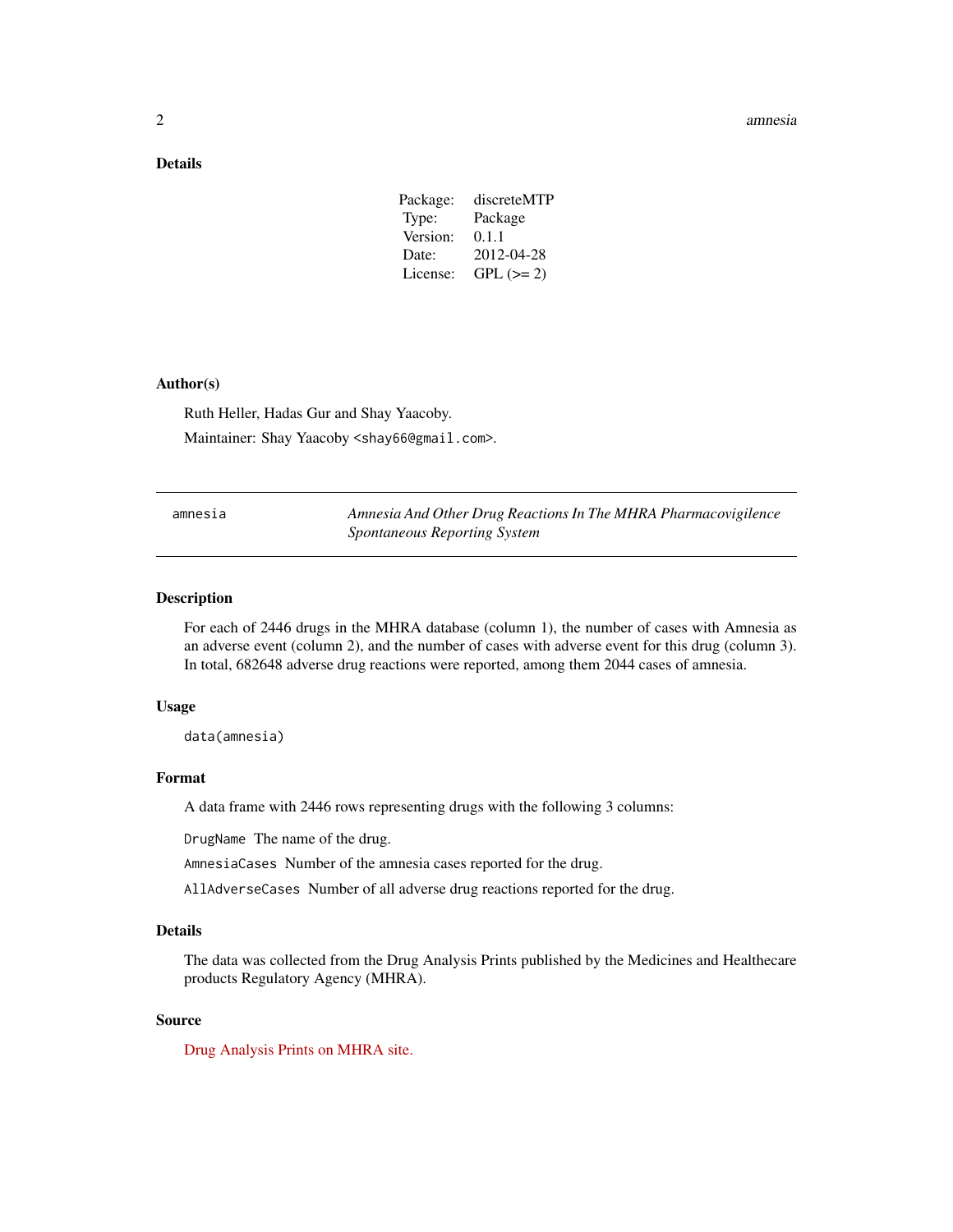## Details

| | |
|---|---|
| Package: | discreteMTP |
| Type: | Package |
| Version: | 0.1.1 |
| Date: | 2012-04-28 |
| License: | GPL (>= 2) |

## Author(s)

Ruth Heller, Hadas Gur and Shay Yaacoby.

Maintainer: Shay Yaacoby <shay66@gmail.com>.

---

# amnesia — *Amnesia And Other Drug Reactions In The MHRA Pharmacovigilence Spontaneous Reporting System*

## Description

For each of 2446 drugs in the MHRA database (column 1), the number of cases with Amnesia as an adverse event (column 2), and the number of cases with adverse event for this drug (column 3). In total, 682648 adverse drug reactions were reported, among them 2044 cases of amnesia.

## Usage

```
data(amnesia)
```

## Format

A data frame with 2446 rows representing drugs with the following 3 columns:

`DrugName` The name of the drug.

`AmnesiaCases` Number of the amnesia cases reported for the drug.

`AllAdverseCases` Number of all adverse drug reactions reported for the drug.

## Details

The data was collected from the Drug Analysis Prints published by the Medicines and Healthcare products Regulatory Agency (MHRA).

## Source

Drug Analysis Prints on MHRA site.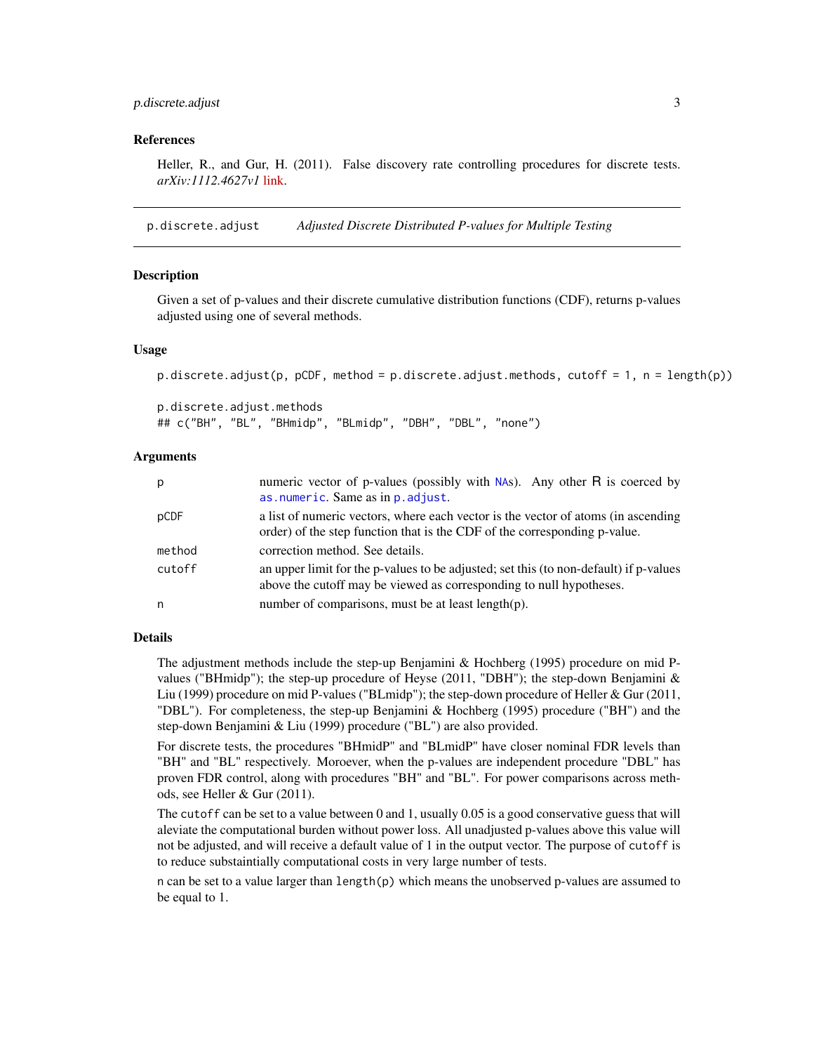## References

Heller, R., and Gur, H. (2011). False discovery rate controlling procedures for discrete tests. *arXiv:1112.4627v1* link.

---

# p.discrete.adjust *Adjusted Discrete Distributed P-values for Multiple Testing*

---

### Description

Given a set of p-values and their discrete cumulative distribution functions (CDF), returns p-values adjusted using one of several methods.

### Usage

```
p.discrete.adjust(p, pCDF, method = p.discrete.adjust.methods, cutoff = 1, n = length(p))

p.discrete.adjust.methods
## c("BH", "BL", "BHmidp", "BLmidp", "DBH", "DBL", "none")
```

### Arguments

| | |
|---|---|
| `p` | numeric vector of p-values (possibly with `NA`s). Any other R is coerced by `as.numeric`. Same as in `p.adjust`. |
| `pCDF` | a list of numeric vectors, where each vector is the vector of atoms (in ascending order) of the step function that is the CDF of the corresponding p-value. |
| `method` | correction method. See details. |
| `cutoff` | an upper limit for the p-values to be adjusted; set this (to non-default) if p-values above the cutoff may be viewed as corresponding to null hypotheses. |
| `n` | number of comparisons, must be at least length(p). |

### Details

The adjustment methods include the step-up Benjamini & Hochberg (1995) procedure on mid P-values ("BHmidp"); the step-up procedure of Heyse (2011, "DBH"); the step-down Benjamini & Liu (1999) procedure on mid P-values ("BLmidp"); the step-down procedure of Heller & Gur (2011, "DBL"). For completeness, the step-up Benjamini & Hochberg (1995) procedure ("BH") and the step-down Benjamini & Liu (1999) procedure ("BL") are also provided.

For discrete tests, the procedures "BHmidP" and "BLmidP" have closer nominal FDR levels than "BH" and "BL" respectively. Moroever, when the p-values are independent procedure "DBL" has proven FDR control, along with procedures "BH" and "BL". For power comparisons across methods, see Heller & Gur (2011).

The `cutoff` can be set to a value between 0 and 1, usually 0.05 is a good conservative guess that will aleviate the computational burden without power loss. All unadjusted p-values above this value will not be adjusted, and will receive a default value of 1 in the output vector. The purpose of `cutoff` is to reduce substaintially computational costs in very large number of tests.

`n` can be set to a value larger than `length(p)` which means the unobserved p-values are assumed to be equal to 1.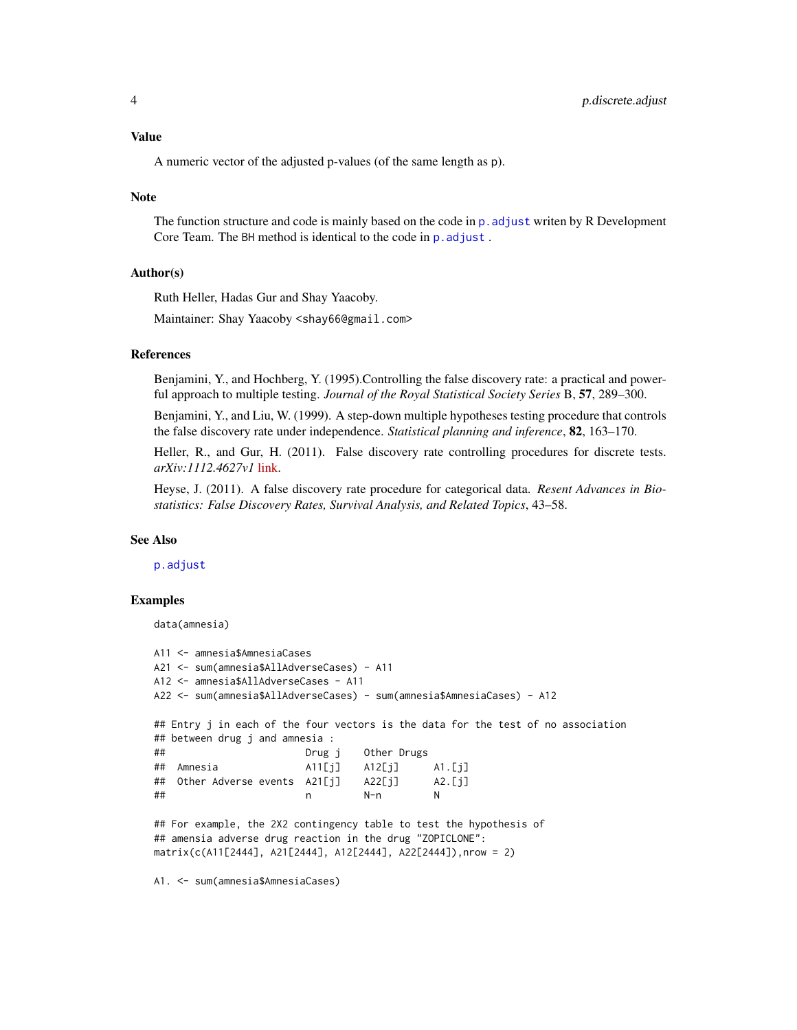## Value

A numeric vector of the adjusted p-values (of the same length as p).

## Note

The function structure and code is mainly based on the code in `p.adjust` writen by R Development Core Team. The BH method is identical to the code in `p.adjust` .

## Author(s)

Ruth Heller, Hadas Gur and Shay Yaacoby.

Maintainer: Shay Yaacoby <shay66@gmail.com>

## References

Benjamini, Y., and Hochberg, Y. (1995).Controlling the false discovery rate: a practical and powerful approach to multiple testing. *Journal of the Royal Statistical Society Series* B, **57**, 289–300.

Benjamini, Y., and Liu, W. (1999). A step-down multiple hypotheses testing procedure that controls the false discovery rate under independence. *Statistical planning and inference*, **82**, 163–170.

Heller, R., and Gur, H. (2011). False discovery rate controlling procedures for discrete tests. *arXiv:1112.4627v1* link.

Heyse, J. (2011). A false discovery rate procedure for categorical data. *Resent Advances in Biostatistics: False Discovery Rates, Survival Analysis, and Related Topics*, 43–58.

## See Also

`p.adjust`

## Examples

```
data(amnesia)

A11 <- amnesia$AmnesiaCases
A21 <- sum(amnesia$AllAdverseCases) - A11
A12 <- amnesia$AllAdverseCases - A11
A22 <- sum(amnesia$AllAdverseCases) - sum(amnesia$AmnesiaCases) - A12

## Entry j in each of the four vectors is the data for the test of no association
## between drug j and amnesia :
##                       Drug j    Other Drugs
##  Amnesia              A11[j]    A12[j]      A1.[j]
##  Other Adverse events  A21[j]    A22[j]      A2.[j]
##                       n         N-n         N

## For example, the 2X2 contingency table to test the hypothesis of
## amensia adverse drug reaction in the drug "ZOPICLONE":
matrix(c(A11[2444], A21[2444], A12[2444], A22[2444]),nrow = 2)

A1. <- sum(amnesia$AmnesiaCases)
```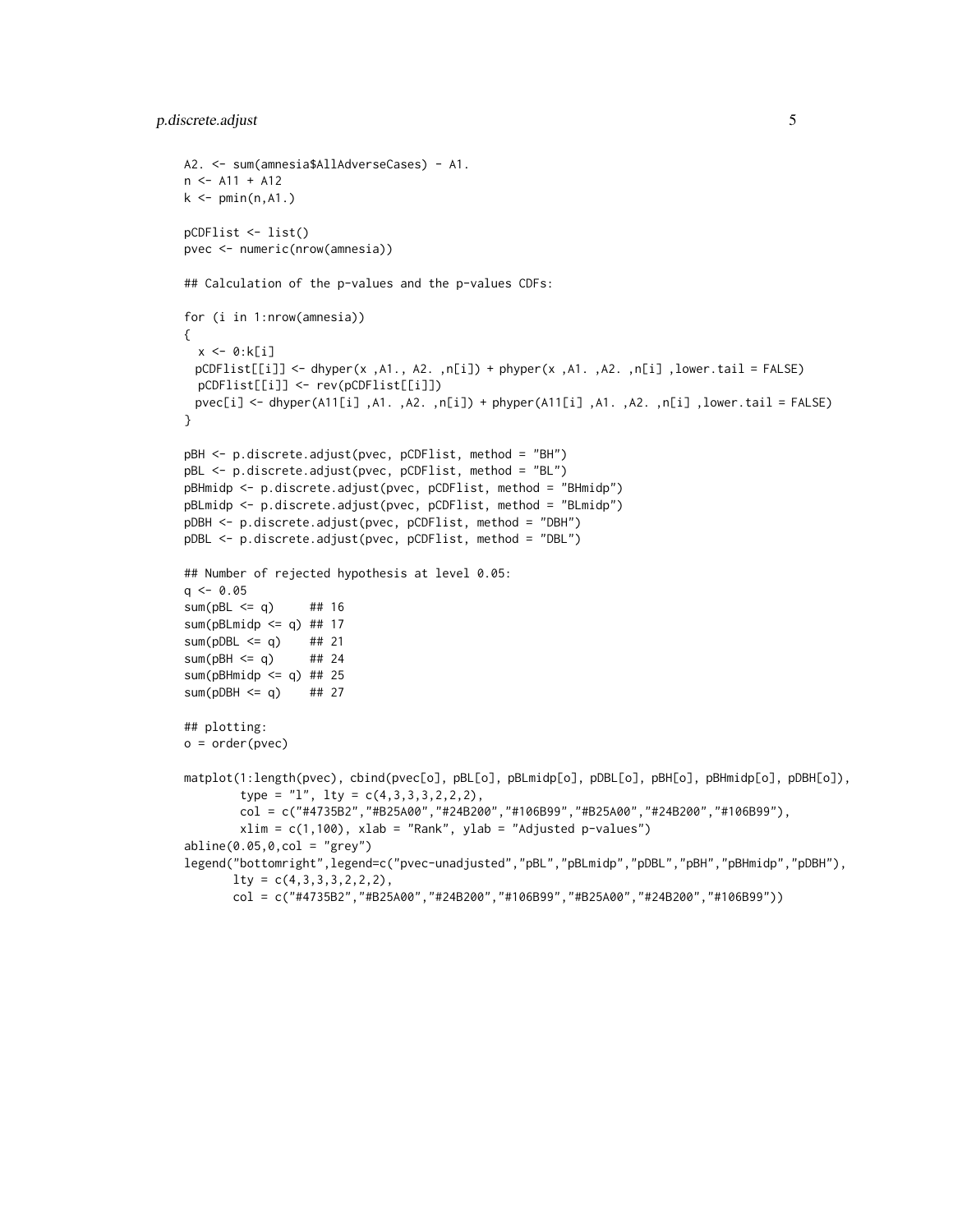```
A2. <- sum(amnesia$AllAdverseCases) - A1.
n <- A11 + A12
k <- pmin(n,A1.)

pCDFlist <- list()
pvec <- numeric(nrow(amnesia))

## Calculation of the p-values and the p-values CDFs:

for (i in 1:nrow(amnesia))
{
  x <- 0:k[i]
 pCDFlist[[i]] <- dhyper(x ,A1., A2. ,n[i]) + phyper(x ,A1. ,A2. ,n[i] ,lower.tail = FALSE)
  pCDFlist[[i]] <- rev(pCDFlist[[i]])
 pvec[i] <- dhyper(A11[i] ,A1. ,A2. ,n[i]) + phyper(A11[i] ,A1. ,A2. ,n[i] ,lower.tail = FALSE)
}

pBH <- p.discrete.adjust(pvec, pCDFlist, method = "BH")
pBL <- p.discrete.adjust(pvec, pCDFlist, method = "BL")
pBHmidp <- p.discrete.adjust(pvec, pCDFlist, method = "BHmidp")
pBLmidp <- p.discrete.adjust(pvec, pCDFlist, method = "BLmidp")
pDBH <- p.discrete.adjust(pvec, pCDFlist, method = "DBH")
pDBL <- p.discrete.adjust(pvec, pCDFlist, method = "DBL")

## Number of rejected hypothesis at level 0.05:
q <- 0.05
sum(pBL <= q)     ## 16
sum(pBLmidp <= q) ## 17
sum(pDBL <= q)    ## 21
sum(pBH <= q)     ## 24
sum(pBHmidp <= q) ## 25
sum(pDBH <= q)    ## 27

## plotting:
o = order(pvec)

matplot(1:length(pvec), cbind(pvec[o], pBL[o], pBLmidp[o], pDBL[o], pBH[o], pBHmidp[o], pDBH[o]),
        type = "l", lty = c(4,3,3,3,2,2,2),
        col = c("#4735B2","#B25A00","#24B200","#106B99","#B25A00","#24B200","#106B99"),
        xlim = c(1,100), xlab = "Rank", ylab = "Adjusted p-values")
abline(0.05,0,col = "grey")
legend("bottomright",legend=c("pvec-unadjusted","pBL","pBLmidp","pDBL","pBH","pBHmidp","pDBH"),
       lty = c(4,3,3,3,2,2,2),
       col = c("#4735B2","#B25A00","#24B200","#106B99","#B25A00","#24B200","#106B99"))
```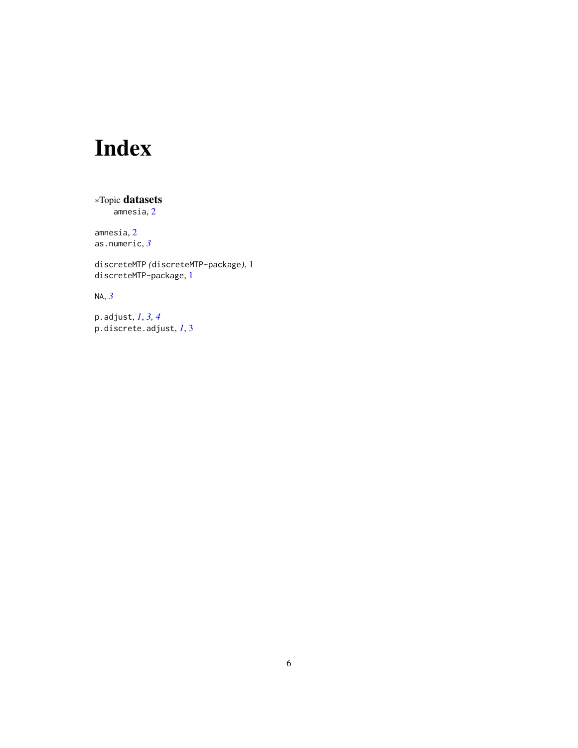# Index

∗Topic **datasets**
    amnesia, 2

amnesia, 2
as.numeric, *3*

discreteMTP *(*discreteMTP-package*)*, 1
discreteMTP-package, 1

NA, *3*

p.adjust, *1*, *3, 4*
p.discrete.adjust, *1*, 3